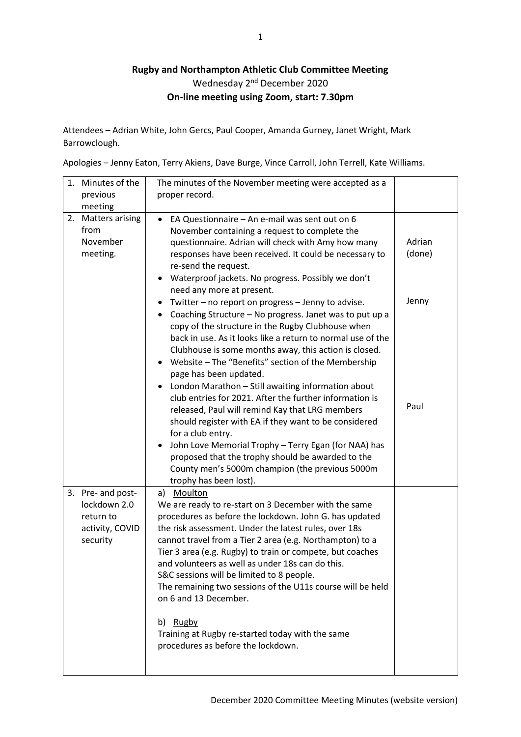**Rugby and Northampton Athletic Club Committee Meeting**
Wednesday 2nd December 2020
**On-line meeting using Zoom, start: 7.30pm**

Attendees – Adrian White, John Gercs, Paul Cooper, Amanda Gurney, Janet Wright, Mark Barrowclough.

Apologies – Jenny Eaton, Terry Akiens, Dave Burge, Vince Carroll, John Terrell, Kate Williams.

| | | |
|---|---|---|
| 1. Minutes of the previous meeting | The minutes of the November meeting were accepted as a proper record. | |
| 2. Matters arising from November meeting. | • EA Questionnaire – An e-mail was sent out on 6 November containing a request to complete the questionnaire. Adrian will check with Amy how many responses have been received. It could be necessary to re-send the request.<br>• Waterproof jackets. No progress. Possibly we don't need any more at present.<br>• Twitter – no report on progress – Jenny to advise.<br>• Coaching Structure – No progress. Janet was to put up a copy of the structure in the Rugby Clubhouse when back in use. As it looks like a return to normal use of the Clubhouse is some months away, this action is closed.<br>• Website – The "Benefits" section of the Membership page has been updated.<br>• London Marathon – Still awaiting information about club entries for 2021. After the further information is released, Paul will remind Kay that LRG members should register with EA if they want to be considered for a club entry.<br>• John Love Memorial Trophy – Terry Egan (for NAA) has proposed that the trophy should be awarded to the County men's 5000m champion (the previous 5000m trophy has been lost). | Adrian (done)<br><br>Jenny<br><br>Paul |
| 3. Pre- and post-lockdown 2.0 return to activity, COVID security | a) Moulton<br>We are ready to re-start on 3 December with the same procedures as before the lockdown. John G. has updated the risk assessment. Under the latest rules, over 18s cannot travel from a Tier 2 area (e.g. Northampton) to a Tier 3 area (e.g. Rugby) to train or compete, but coaches and volunteers as well as under 18s can do this.<br>S&C sessions will be limited to 8 people.<br>The remaining two sessions of the U11s course will be held on 6 and 13 December.<br><br>b) Rugby<br>Training at Rugby re-started today with the same procedures as before the lockdown. | |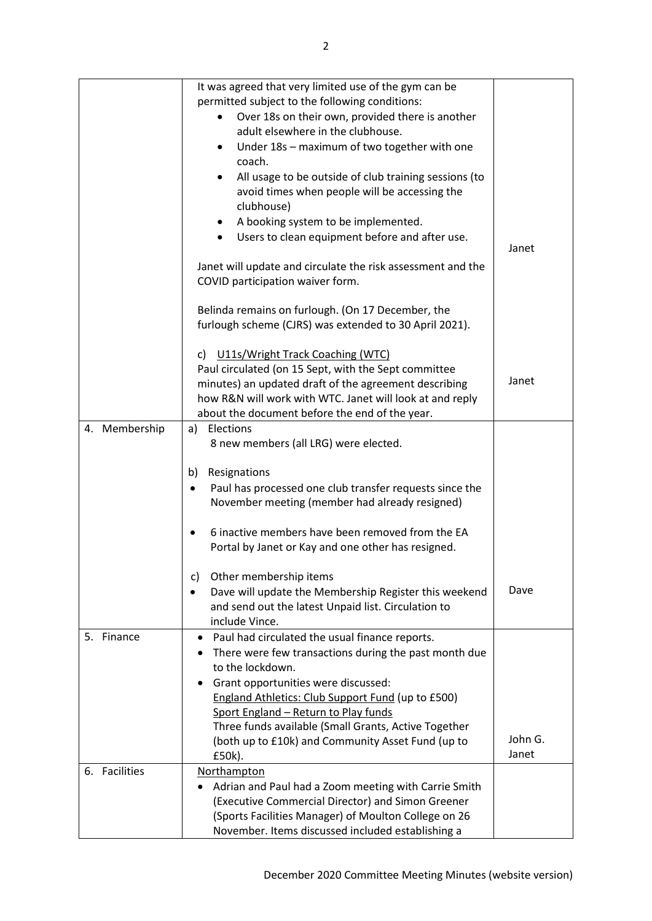| | | |
|---|---|---|
| | It was agreed that very limited use of the gym can be permitted subject to the following conditions:<br>• Over 18s on their own, provided there is another adult elsewhere in the clubhouse.<br>• Under 18s – maximum of two together with one coach.<br>• All usage to be outside of club training sessions (to avoid times when people will be accessing the clubhouse)<br>• A booking system to be implemented.<br>• Users to clean equipment before and after use.<br><br>Janet will update and circulate the risk assessment and the COVID participation waiver form.<br><br>Belinda remains on furlough. (On 17 December, the furlough scheme (CJRS) was extended to 30 April 2021).<br><br>c) U11s/Wright Track Coaching (WTC)<br>Paul circulated (on 15 Sept, with the Sept committee minutes) an updated draft of the agreement describing how R&N will work with WTC. Janet will look at and reply about the document before the end of the year. | Janet<br><br>Janet |
| 4. Membership | a) Elections<br>8 new members (all LRG) were elected.<br><br>b) Resignations<br>• Paul has processed one club transfer requests since the November meeting (member had already resigned)<br><br>• 6 inactive members have been removed from the EA Portal by Janet or Kay and one other has resigned.<br><br>c) Other membership items<br>• Dave will update the Membership Register this weekend and send out the latest Unpaid list. Circulation to include Vince. | Dave |
| 5. Finance | • Paul had circulated the usual finance reports.<br>• There were few transactions during the past month due to the lockdown.<br>• Grant opportunities were discussed:<br>England Athletics: Club Support Fund (up to £500)<br>Sport England – Return to Play funds<br>Three funds available (Small Grants, Active Together (both up to £10k) and Community Asset Fund (up to £50k). | John G.<br>Janet |
| 6. Facilities | Northampton<br>• Adrian and Paul had a Zoom meeting with Carrie Smith (Executive Commercial Director) and Simon Greener (Sports Facilities Manager) of Moulton College on 26 November. Items discussed included establishing a | |

December 2020 Committee Meeting Minutes (website version)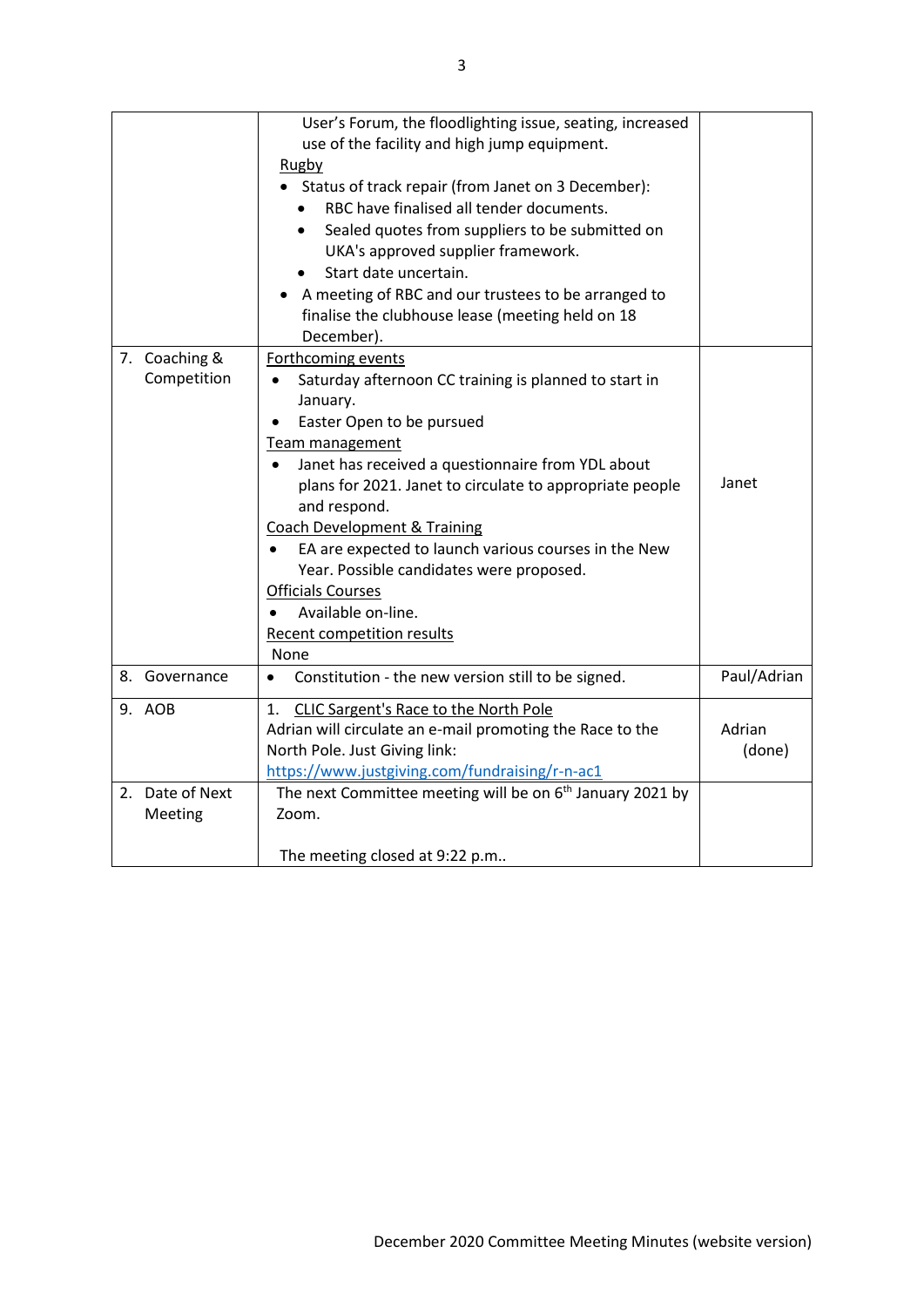| | | |
|---|---|---|
| | User's Forum, the floodlighting issue, seating, increased use of the facility and high jump equipment.<br>Rugby<br>• Status of track repair (from Janet on 3 December):<br>  • RBC have finalised all tender documents.<br>  • Sealed quotes from suppliers to be submitted on UKA's approved supplier framework.<br>  • Start date uncertain.<br>• A meeting of RBC and our trustees to be arranged to finalise the clubhouse lease (meeting held on 18 December). | |
| 7. Coaching & Competition | Forthcoming events<br>• Saturday afternoon CC training is planned to start in January.<br>• Easter Open to be pursued<br>Team management<br>• Janet has received a questionnaire from YDL about plans for 2021. Janet to circulate to appropriate people and respond.<br>Coach Development & Training<br>• EA are expected to launch various courses in the New Year. Possible candidates were proposed.<br>Officials Courses<br>• Available on-line.<br>Recent competition results<br>None | Janet |
| 8. Governance | • Constitution - the new version still to be signed. | Paul/Adrian |
| 9. AOB | 1. CLIC Sargent's Race to the North Pole<br>Adrian will circulate an e-mail promoting the Race to the North Pole. Just Giving link: https://www.justgiving.com/fundraising/r-n-ac1 | Adrian (done) |
| 2. Date of Next Meeting | The next Committee meeting will be on 6th January 2021 by Zoom.<br><br>The meeting closed at 9:22 p.m.. | |

December 2020 Committee Meeting Minutes (website version)